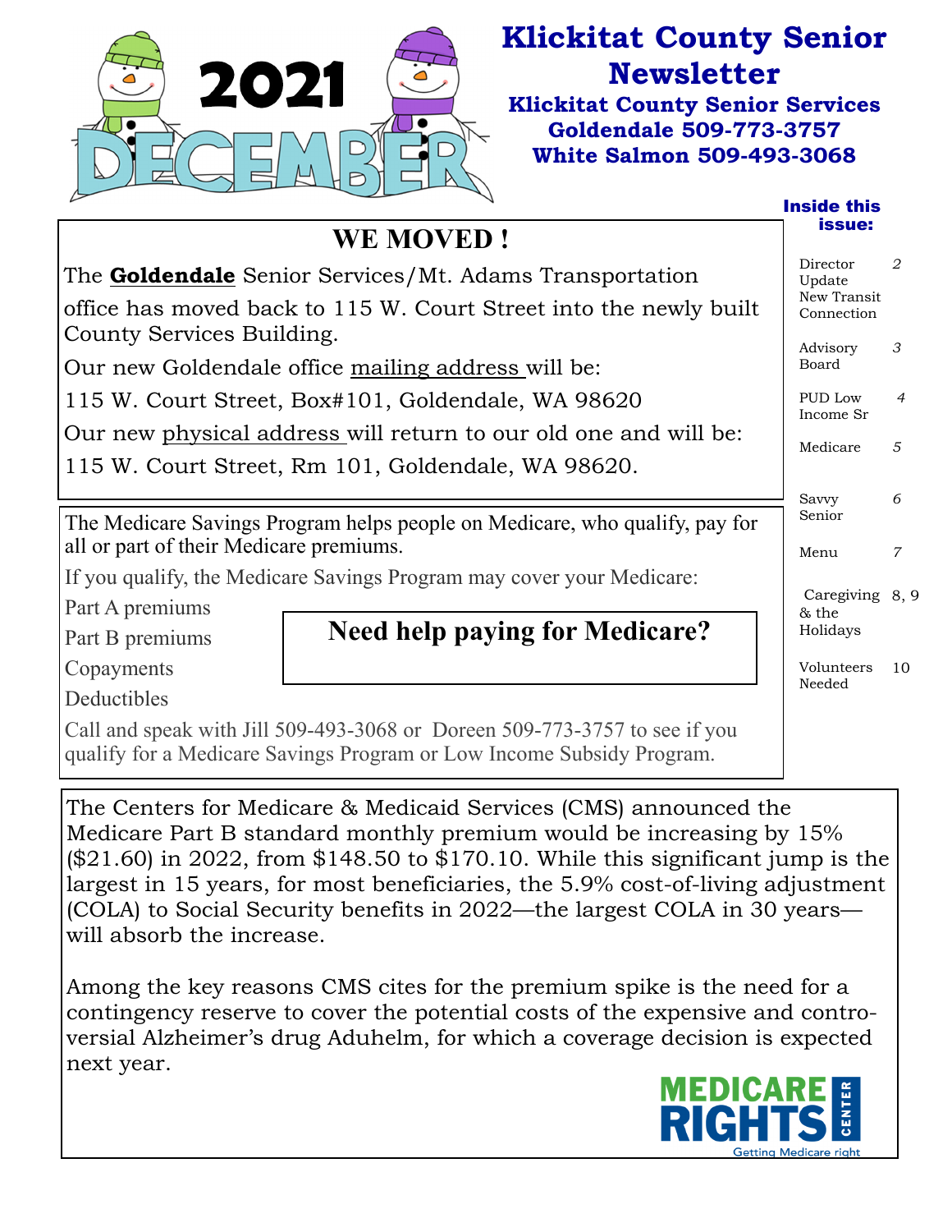# Klickitat County Senior Newsletter

**2021 DECEMBER**

**Klickitat County Senior Services**
**Goldendale 509-773-3757**
**White Salmon 509-493-3068**

## WE MOVED !

The **Goldendale** Senior Services/Mt. Adams Transportation office has moved back to 115 W. Court Street into the newly built County Services Building.

Our new Goldendale office mailing address will be:

115 W. Court Street, Box#101, Goldendale, WA 98620

Our new physical address will return to our old one and will be:

115 W. Court Street, Rm 101, Goldendale, WA 98620.

## Need help paying for Medicare?

The Medicare Savings Program helps people on Medicare, who qualify, pay for all or part of their Medicare premiums.

If you qualify, the Medicare Savings Program may cover your Medicare:

- Part A premiums
- Part B premiums
- Copayments
- Deductibles

Call and speak with Jill 509-493-3068 or Doreen 509-773-3757 to see if you qualify for a Medicare Savings Program or Low Income Subsidy Program.

The Centers for Medicare & Medicaid Services (CMS) announced the Medicare Part B standard monthly premium would be increasing by 15% ($21.60) in 2022, from $148.50 to $170.10. While this significant jump is the largest in 15 years, for most beneficiaries, the 5.9% cost-of-living adjustment (COLA) to Social Security benefits in 2022—the largest COLA in 30 years—will absorb the increase.

Among the key reasons CMS cites for the premium spike is the need for a contingency reserve to cover the potential costs of the expensive and controversial Alzheimer's drug Aduhelm, for which a coverage decision is expected next year.

MEDICARE RIGHTS CENTER
Getting Medicare right

### Inside this issue:

| | |
|---|---|
| Director Update New Transit Connection | 2 |
| Advisory Board | 3 |
| PUD Low Income Sr | 4 |
| Medicare | 5 |
| Savvy Senior | 6 |
| Menu | 7 |
| Caregiving & the Holidays | 8, 9 |
| Volunteers Needed | 10 |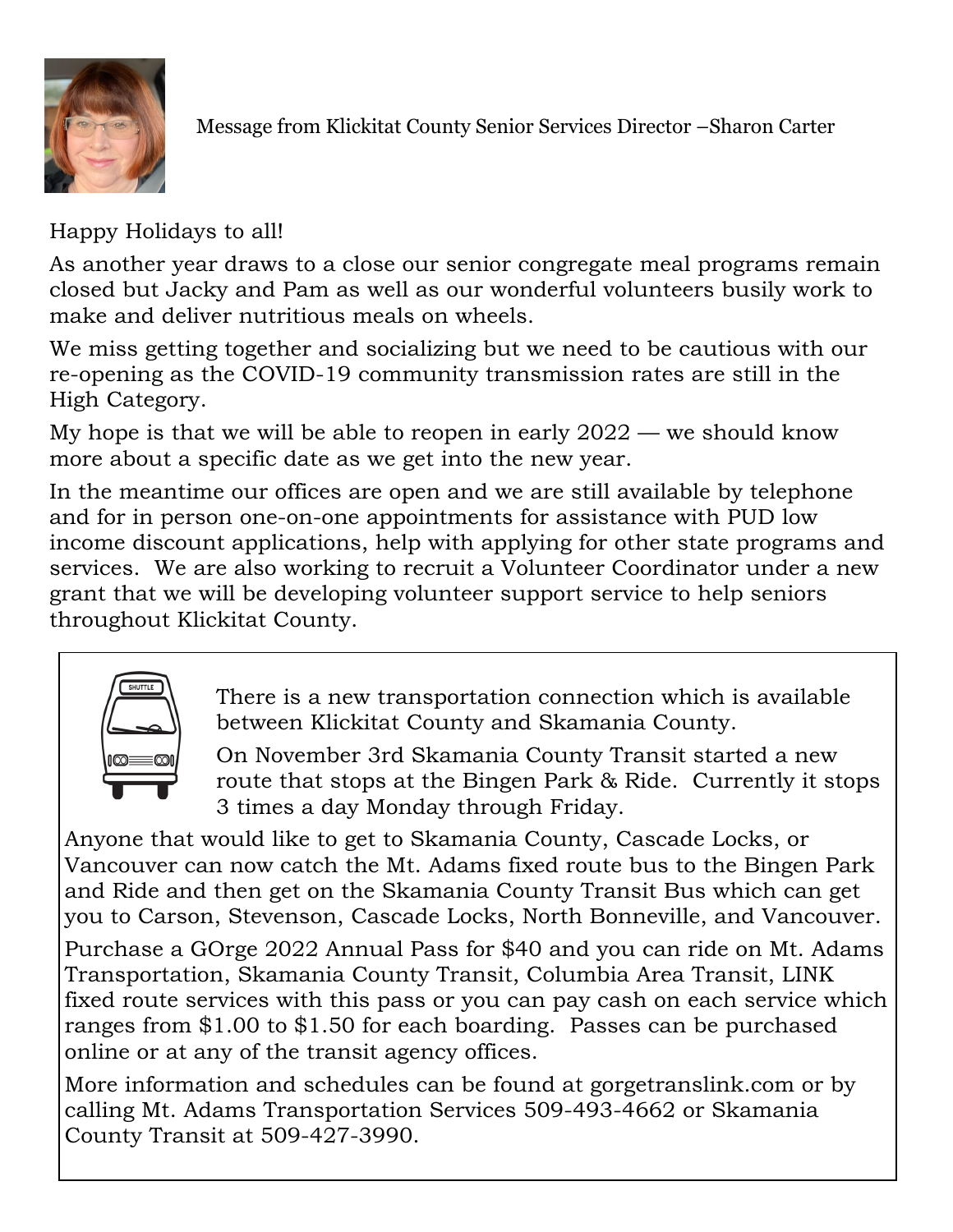Message from Klickitat County Senior Services Director –Sharon Carter

Happy Holidays to all!

As another year draws to a close our senior congregate meal programs remain closed but Jacky and Pam as well as our wonderful volunteers busily work to make and deliver nutritious meals on wheels.

We miss getting together and socializing but we need to be cautious with our re-opening as the COVID-19 community transmission rates are still in the High Category.

My hope is that we will be able to reopen in early 2022 — we should know more about a specific date as we get into the new year.

In the meantime our offices are open and we are still available by telephone and for in person one-on-one appointments for assistance with PUD low income discount applications, help with applying for other state programs and services. We are also working to recruit a Volunteer Coordinator under a new grant that we will be developing volunteer support service to help seniors throughout Klickitat County.

There is a new transportation connection which is available between Klickitat County and Skamania County.

On November 3rd Skamania County Transit started a new route that stops at the Bingen Park & Ride. Currently it stops 3 times a day Monday through Friday.

Anyone that would like to get to Skamania County, Cascade Locks, or Vancouver can now catch the Mt. Adams fixed route bus to the Bingen Park and Ride and then get on the Skamania County Transit Bus which can get you to Carson, Stevenson, Cascade Locks, North Bonneville, and Vancouver.

Purchase a GOrge 2022 Annual Pass for $40 and you can ride on Mt. Adams Transportation, Skamania County Transit, Columbia Area Transit, LINK fixed route services with this pass or you can pay cash on each service which ranges from $1.00 to $1.50 for each boarding. Passes can be purchased online or at any of the transit agency offices.

More information and schedules can be found at gorgetranslink.com or by calling Mt. Adams Transportation Services 509-493-4662 or Skamania County Transit at 509-427-3990.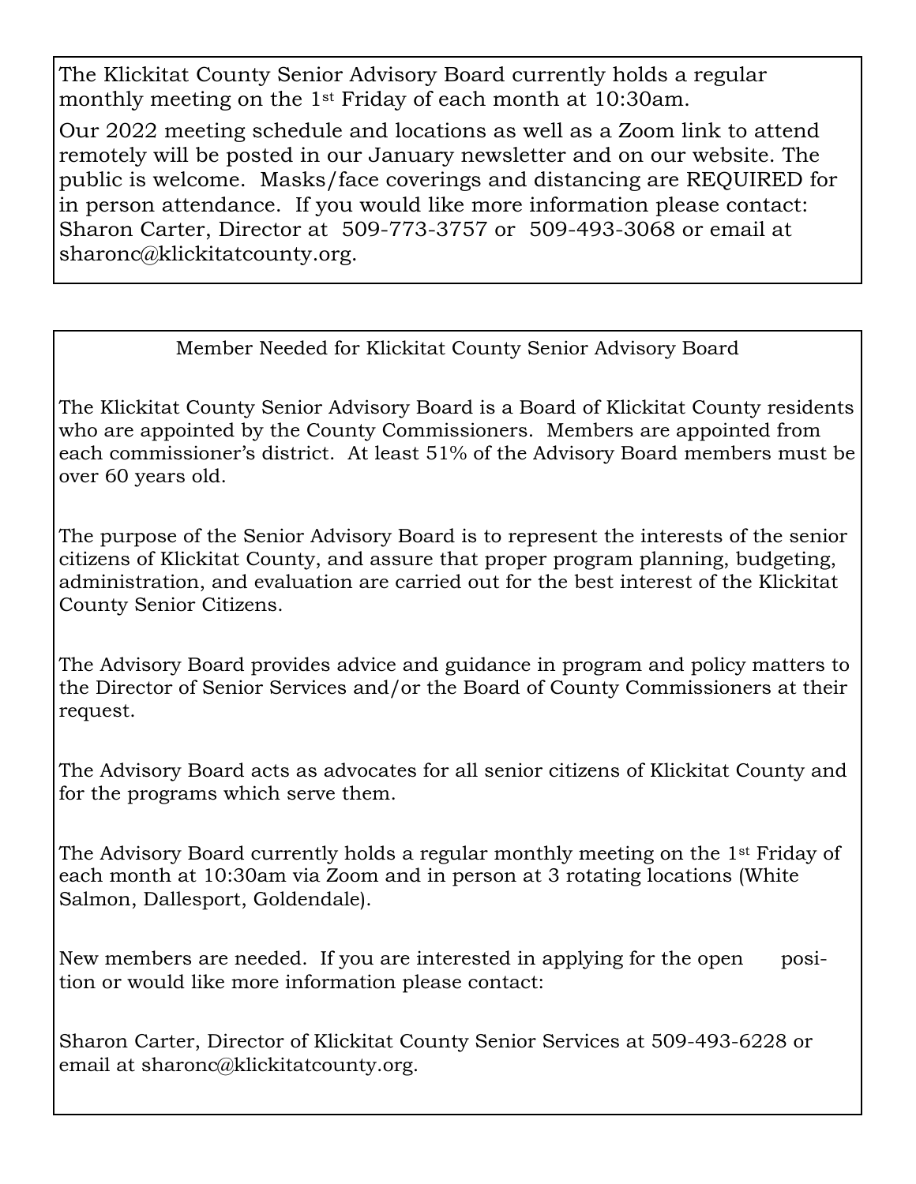The Klickitat County Senior Advisory Board currently holds a regular monthly meeting on the 1st Friday of each month at 10:30am.

Our 2022 meeting schedule and locations as well as a Zoom link to attend remotely will be posted in our January newsletter and on our website. The public is welcome. Masks/face coverings and distancing are REQUIRED for in person attendance. If you would like more information please contact: Sharon Carter, Director at 509-773-3757 or 509-493-3068 or email at sharonc@klickitatcounty.org.

## Member Needed for Klickitat County Senior Advisory Board

The Klickitat County Senior Advisory Board is a Board of Klickitat County residents who are appointed by the County Commissioners. Members are appointed from each commissioner's district. At least 51% of the Advisory Board members must be over 60 years old.

The purpose of the Senior Advisory Board is to represent the interests of the senior citizens of Klickitat County, and assure that proper program planning, budgeting, administration, and evaluation are carried out for the best interest of the Klickitat County Senior Citizens.

The Advisory Board provides advice and guidance in program and policy matters to the Director of Senior Services and/or the Board of County Commissioners at their request.

The Advisory Board acts as advocates for all senior citizens of Klickitat County and for the programs which serve them.

The Advisory Board currently holds a regular monthly meeting on the 1st Friday of each month at 10:30am via Zoom and in person at 3 rotating locations (White Salmon, Dallesport, Goldendale).

New members are needed. If you are interested in applying for the open position or would like more information please contact:

Sharon Carter, Director of Klickitat County Senior Services at 509-493-6228 or email at sharonc@klickitatcounty.org.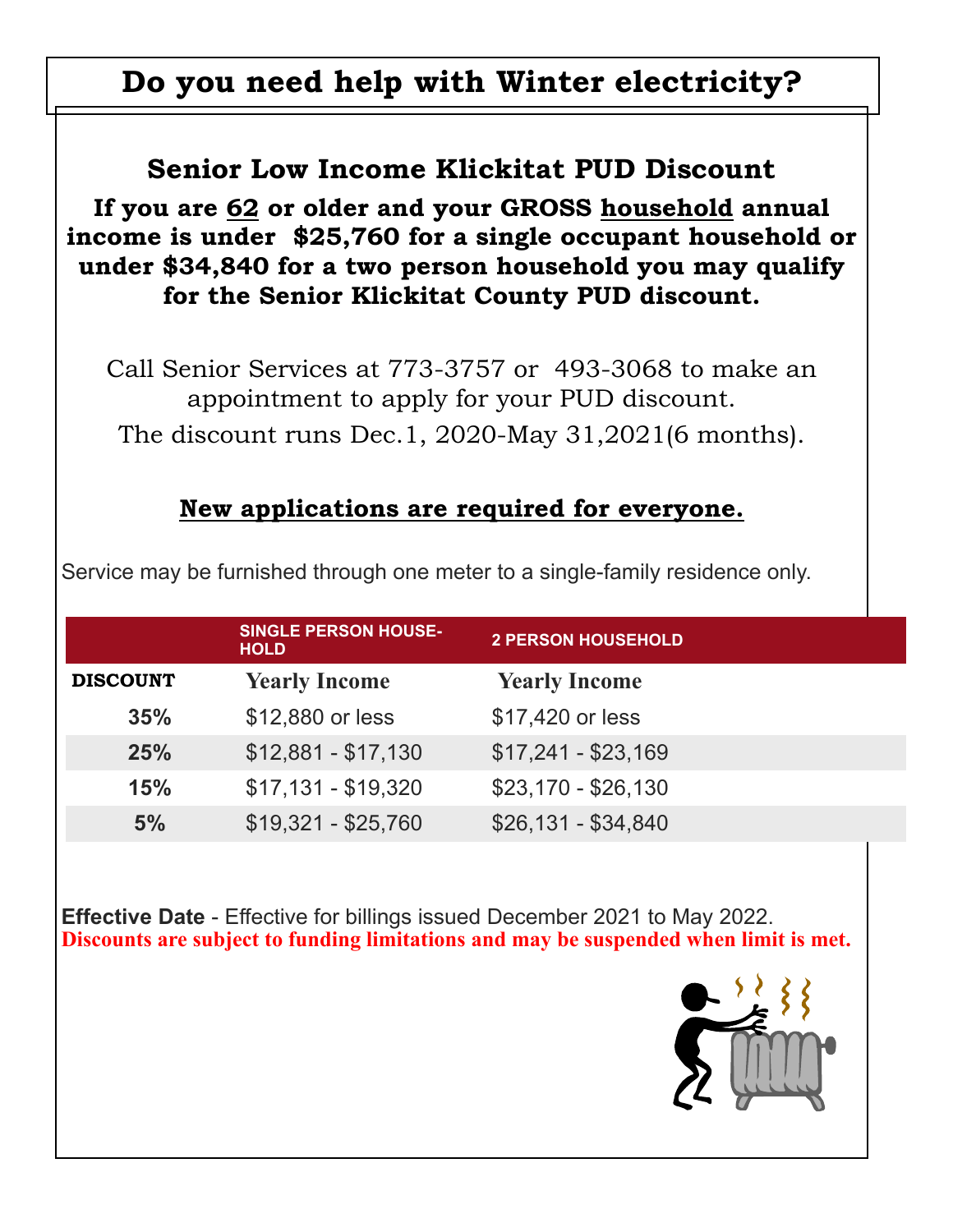# Do you need help with Winter electricity?

## Senior Low Income Klickitat PUD Discount

**If you are 62 or older and your GROSS household annual income is under $25,760 for a single occupant household or under $34,840 for a two person household you may qualify for the Senior Klickitat County PUD discount.**

Call Senior Services at 773-3757 or 493-3068 to make an appointment to apply for your PUD discount.

The discount runs Dec.1, 2020-May 31,2021(6 months).

**New applications are required for everyone.**

Service may be furnished through one meter to a single-family residence only.

| | SINGLE PERSON HOUSEHOLD | 2 PERSON HOUSEHOLD |
|---|---|---|
| **DISCOUNT** | **Yearly Income** | **Yearly Income** |
| **35%** | $12,880 or less | $17,420 or less |
| **25%** | $12,881 - $17,130 | $17,241 - $23,169 |
| **15%** | $17,131 - $19,320 | $23,170 - $26,130 |
| **5%** | $19,321 - $25,760 | $26,131 - $34,840 |

**Effective Date** - Effective for billings issued December 2021 to May 2022.
**Discounts are subject to funding limitations and may be suspended when limit is met.**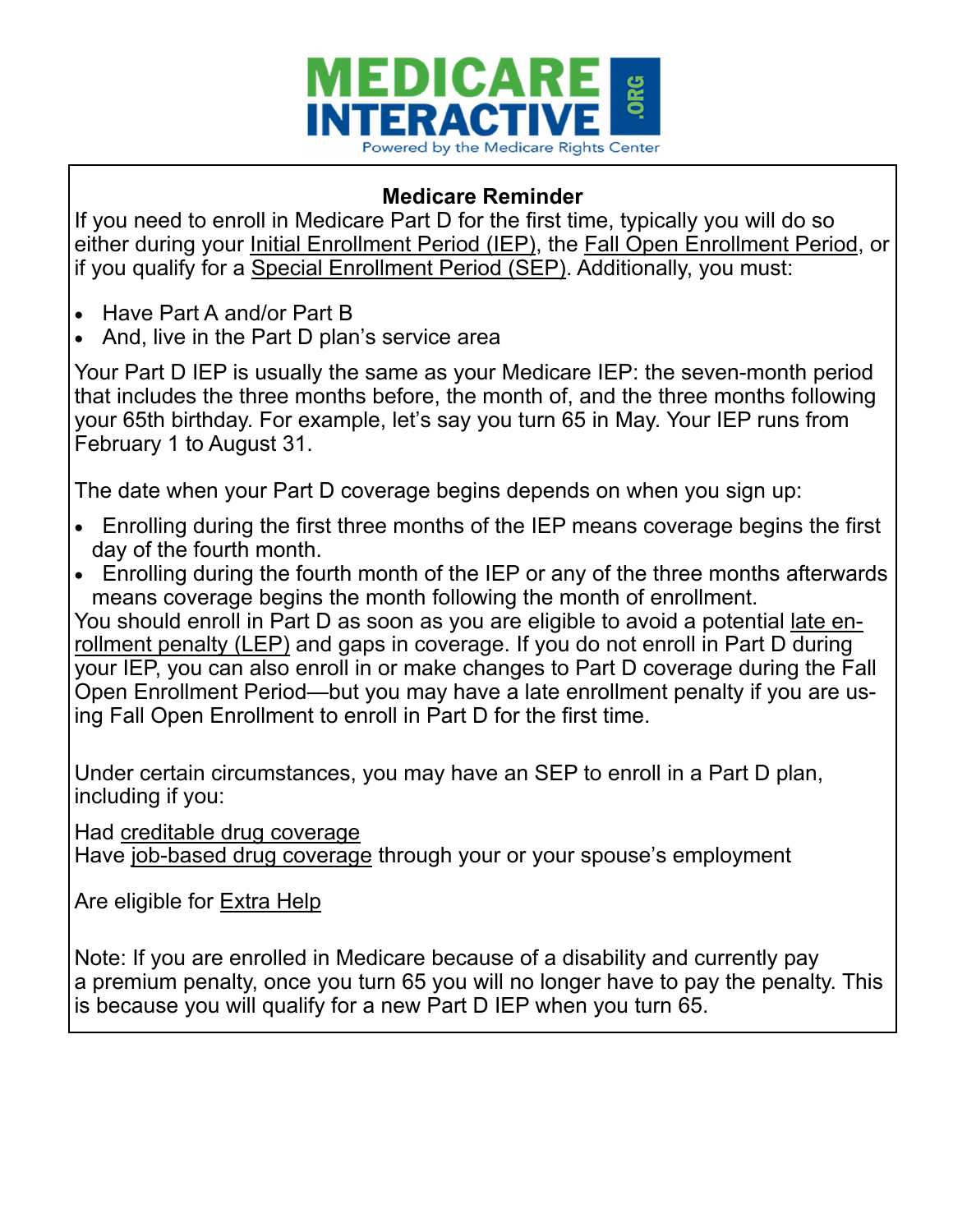MEDICARE INTERACTIVE .ORG

Powered by the Medicare Rights Center

**Medicare Reminder**

If you need to enroll in Medicare Part D for the first time, typically you will do so either during your Initial Enrollment Period (IEP), the Fall Open Enrollment Period, or if you qualify for a Special Enrollment Period (SEP). Additionally, you must:

- Have Part A and/or Part B
- And, live in the Part D plan's service area

Your Part D IEP is usually the same as your Medicare IEP: the seven-month period that includes the three months before, the month of, and the three months following your 65th birthday. For example, let's say you turn 65 in May. Your IEP runs from February 1 to August 31.

The date when your Part D coverage begins depends on when you sign up:

- Enrolling during the first three months of the IEP means coverage begins the first day of the fourth month.
- Enrolling during the fourth month of the IEP or any of the three months afterwards means coverage begins the month following the month of enrollment.

You should enroll in Part D as soon as you are eligible to avoid a potential late enrollment penalty (LEP) and gaps in coverage. If you do not enroll in Part D during your IEP, you can also enroll in or make changes to Part D coverage during the Fall Open Enrollment Period—but you may have a late enrollment penalty if you are using Fall Open Enrollment to enroll in Part D for the first time.

Under certain circumstances, you may have an SEP to enroll in a Part D plan, including if you:

Had creditable drug coverage
Have job-based drug coverage through your or your spouse's employment

Are eligible for Extra Help

Note: If you are enrolled in Medicare because of a disability and currently pay a premium penalty, once you turn 65 you will no longer have to pay the penalty. This is because you will qualify for a new Part D IEP when you turn 65.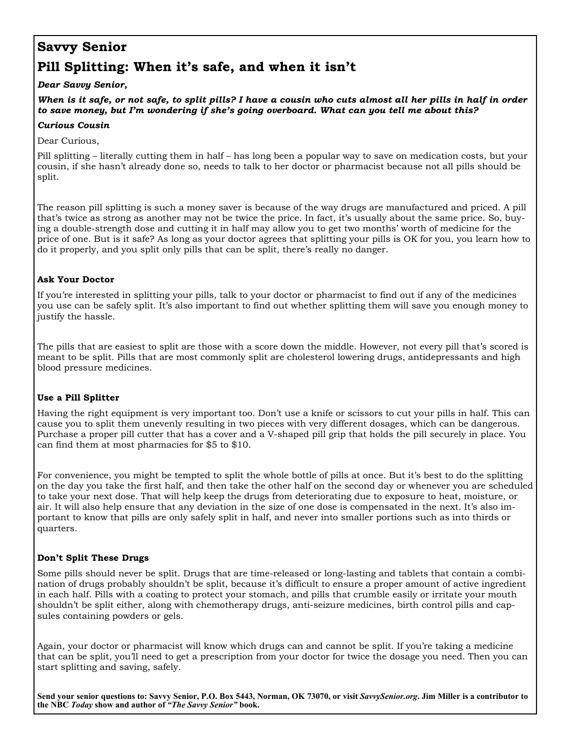## Savvy Senior

## Pill Splitting: When it's safe, and when it isn't

***Dear Savvy Senior,***

***When is it safe, or not safe, to split pills? I have a cousin who cuts almost all her pills in half in order to save money, but I'm wondering if she's going overboard. What can you tell me about this?***

***Curious Cousin***

Dear Curious,

Pill splitting – literally cutting them in half – has long been a popular way to save on medication costs, but your cousin, if she hasn't already done so, needs to talk to her doctor or pharmacist because not all pills should be split.

The reason pill splitting is such a money saver is because of the way drugs are manufactured and priced. A pill that's twice as strong as another may not be twice the price. In fact, it's usually about the same price. So, buying a double-strength dose and cutting it in half may allow you to get two months' worth of medicine for the price of one. But is it safe? As long as your doctor agrees that splitting your pills is OK for you, you learn how to do it properly, and you split only pills that can be split, there's really no danger.

### Ask Your Doctor

If you're interested in splitting your pills, talk to your doctor or pharmacist to find out if any of the medicines you use can be safely split. It's also important to find out whether splitting them will save you enough money to justify the hassle.

The pills that are easiest to split are those with a score down the middle. However, not every pill that's scored is meant to be split. Pills that are most commonly split are cholesterol lowering drugs, antidepressants and high blood pressure medicines.

### Use a Pill Splitter

Having the right equipment is very important too. Don't use a knife or scissors to cut your pills in half. This can cause you to split them unevenly resulting in two pieces with very different dosages, which can be dangerous. Purchase a proper pill cutter that has a cover and a V-shaped pill grip that holds the pill securely in place. You can find them at most pharmacies for $5 to $10.

For convenience, you might be tempted to split the whole bottle of pills at once. But it's best to do the splitting on the day you take the first half, and then take the other half on the second day or whenever you are scheduled to take your next dose. That will help keep the drugs from deteriorating due to exposure to heat, moisture, or air. It will also help ensure that any deviation in the size of one dose is compensated in the next. It's also important to know that pills are only safely split in half, and never into smaller portions such as into thirds or quarters.

### Don't Split These Drugs

Some pills should never be split. Drugs that are time-released or long-lasting and tablets that contain a combination of drugs probably shouldn't be split, because it's difficult to ensure a proper amount of active ingredient in each half. Pills with a coating to protect your stomach, and pills that crumble easily or irritate your mouth shouldn't be split either, along with chemotherapy drugs, anti-seizure medicines, birth control pills and capsules containing powders or gels.

Again, your doctor or pharmacist will know which drugs can and cannot be split. If you're taking a medicine that can be split, you'll need to get a prescription from your doctor for twice the dosage you need. Then you can start splitting and saving, safely.

**Send your senior questions to: Savvy Senior, P.O. Box 5443, Norman, OK 73070, or visit *SavvySenior.org*. Jim Miller is a contributor to the NBC *Today* show and author of "*The Savvy Senior*" book.**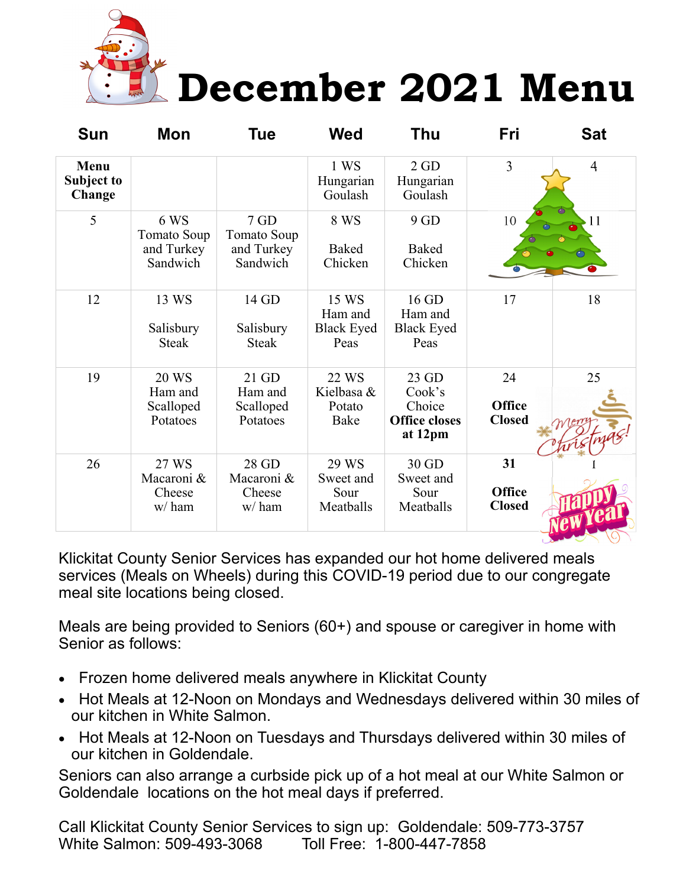# December 2021 Menu

| Sun | Mon | Tue | Wed | Thu | Fri | Sat |
|---|---|---|---|---|---|---|
| **Menu Subject to Change** | | | 1 WS Hungarian Goulash | 2 GD Hungarian Goulash | 3 | 4 |
| 5 | 6 WS Tomato Soup and Turkey Sandwich | 7 GD Tomato Soup and Turkey Sandwich | 8 WS Baked Chicken | 9 GD Baked Chicken | 10 | 11 |
| 12 | 13 WS Salisbury Steak | 14 GD Salisbury Steak | 15 WS Ham and Black Eyed Peas | 16 GD Ham and Black Eyed Peas | 17 | 18 |
| 19 | 20 WS Ham and Scalloped Potatoes | 21 GD Ham and Scalloped Potatoes | 22 WS Kielbasa & Potato Bake | 23 GD Cook's Choice **Office closes at 12pm** | 24 **Office Closed** | 25 Merry Christmas! |
| 26 | 27 WS Macaroni & Cheese w/ ham | 28 GD Macaroni & Cheese w/ ham | 29 WS Sweet and Sour Meatballs | 30 GD Sweet and Sour Meatballs | **31** **Office Closed** | 1 Happy New Year |

Klickitat County Senior Services has expanded our hot home delivered meals services (Meals on Wheels) during this COVID-19 period due to our congregate meal site locations being closed.

Meals are being provided to Seniors (60+) and spouse or caregiver in home with Senior as follows:

- Frozen home delivered meals anywhere in Klickitat County
- Hot Meals at 12-Noon on Mondays and Wednesdays delivered within 30 miles of our kitchen in White Salmon.
- Hot Meals at 12-Noon on Tuesdays and Thursdays delivered within 30 miles of our kitchen in Goldendale.

Seniors can also arrange a curbside pick up of a hot meal at our White Salmon or Goldendale locations on the hot meal days if preferred.

Call Klickitat County Senior Services to sign up: Goldendale: 509-773-3757
White Salmon: 509-493-3068 Toll Free: 1-800-447-7858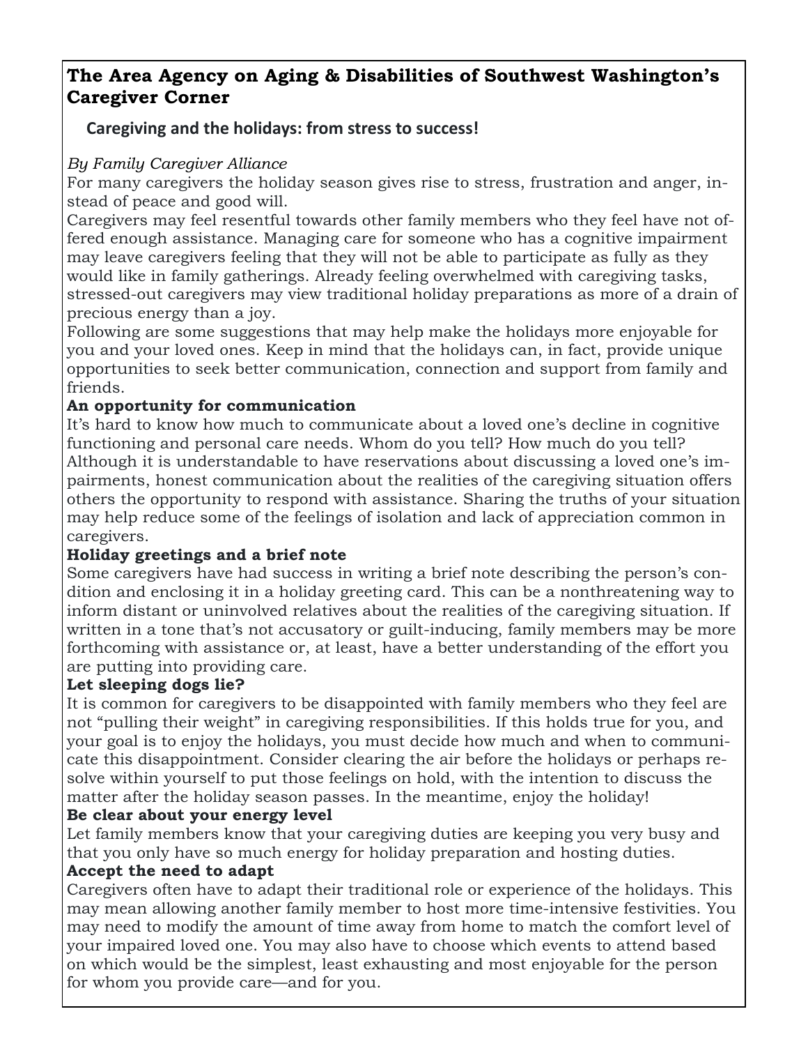# The Area Agency on Aging & Disabilities of Southwest Washington's Caregiver Corner

## Caregiving and the holidays: from stress to success!

*By Family Caregiver Alliance*

For many caregivers the holiday season gives rise to stress, frustration and anger, instead of peace and good will.

Caregivers may feel resentful towards other family members who they feel have not offered enough assistance. Managing care for someone who has a cognitive impairment may leave caregivers feeling that they will not be able to participate as fully as they would like in family gatherings. Already feeling overwhelmed with caregiving tasks, stressed-out caregivers may view traditional holiday preparations as more of a drain of precious energy than a joy.

Following are some suggestions that may help make the holidays more enjoyable for you and your loved ones. Keep in mind that the holidays can, in fact, provide unique opportunities to seek better communication, connection and support from family and friends.

**An opportunity for communication**

It's hard to know how much to communicate about a loved one's decline in cognitive functioning and personal care needs. Whom do you tell? How much do you tell? Although it is understandable to have reservations about discussing a loved one's impairments, honest communication about the realities of the caregiving situation offers others the opportunity to respond with assistance. Sharing the truths of your situation may help reduce some of the feelings of isolation and lack of appreciation common in caregivers.

**Holiday greetings and a brief note**

Some caregivers have had success in writing a brief note describing the person's condition and enclosing it in a holiday greeting card. This can be a nonthreatening way to inform distant or uninvolved relatives about the realities of the caregiving situation. If written in a tone that's not accusatory or guilt-inducing, family members may be more forthcoming with assistance or, at least, have a better understanding of the effort you are putting into providing care.

**Let sleeping dogs lie?**

It is common for caregivers to be disappointed with family members who they feel are not "pulling their weight" in caregiving responsibilities. If this holds true for you, and your goal is to enjoy the holidays, you must decide how much and when to communicate this disappointment. Consider clearing the air before the holidays or perhaps resolve within yourself to put those feelings on hold, with the intention to discuss the matter after the holiday season passes. In the meantime, enjoy the holiday!

**Be clear about your energy level**

Let family members know that your caregiving duties are keeping you very busy and that you only have so much energy for holiday preparation and hosting duties.

**Accept the need to adapt**

Caregivers often have to adapt their traditional role or experience of the holidays. This may mean allowing another family member to host more time-intensive festivities. You may need to modify the amount of time away from home to match the comfort level of your impaired loved one. You may also have to choose which events to attend based on which would be the simplest, least exhausting and most enjoyable for the person for whom you provide care—and for you.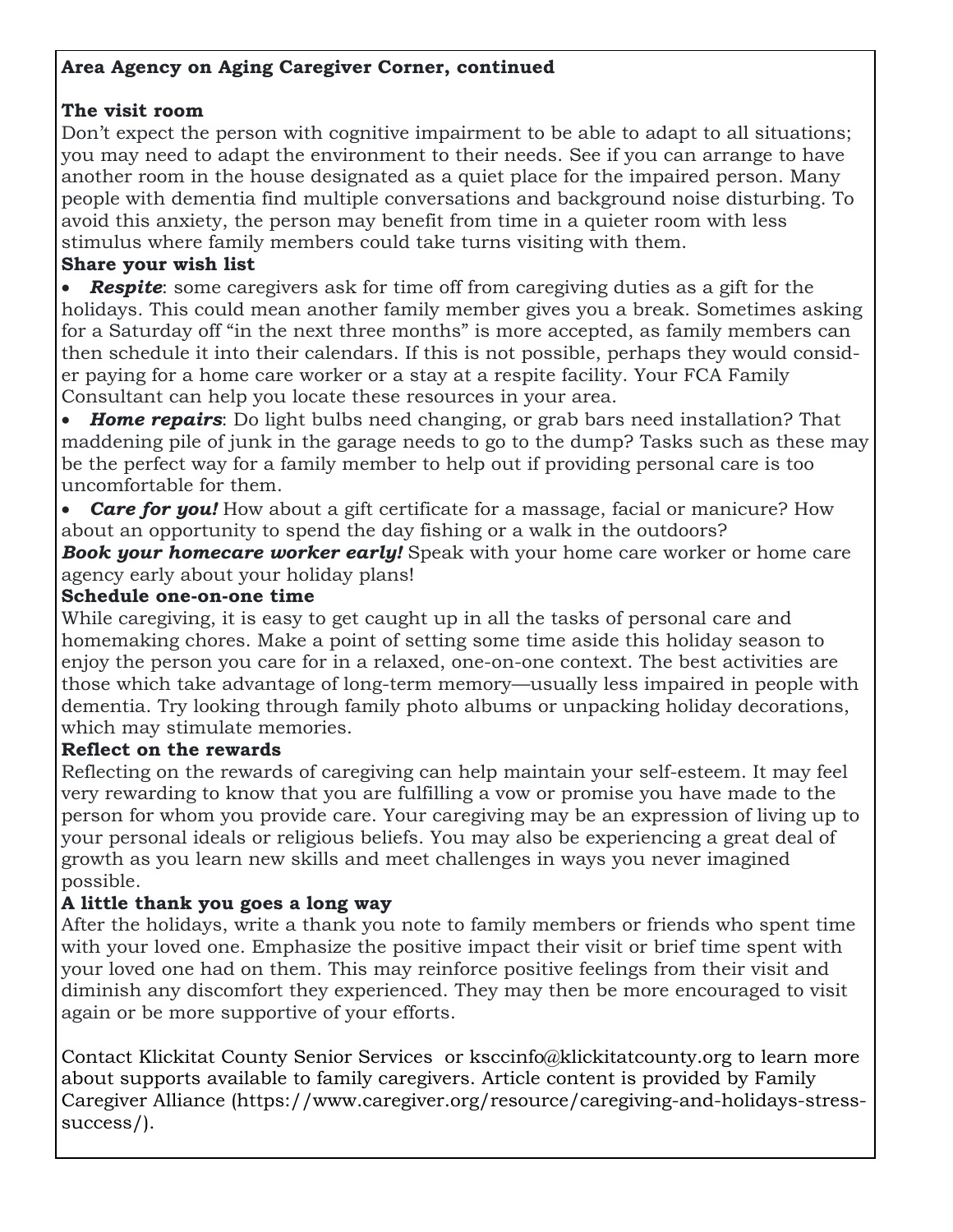**Area Agency on Aging Caregiver Corner, continued**

**The visit room**

Don't expect the person with cognitive impairment to be able to adapt to all situations; you may need to adapt the environment to their needs. See if you can arrange to have another room in the house designated as a quiet place for the impaired person. Many people with dementia find multiple conversations and background noise disturbing. To avoid this anxiety, the person may benefit from time in a quieter room with less stimulus where family members could take turns visiting with them.

**Share your wish list**

- ***Respite***: some caregivers ask for time off from caregiving duties as a gift for the holidays. This could mean another family member gives you a break. Sometimes asking for a Saturday off "in the next three months" is more accepted, as family members can then schedule it into their calendars. If this is not possible, perhaps they would consider paying for a home care worker or a stay at a respite facility. Your FCA Family Consultant can help you locate these resources in your area.
- ***Home repairs***: Do light bulbs need changing, or grab bars need installation? That maddening pile of junk in the garage needs to go to the dump? Tasks such as these may be the perfect way for a family member to help out if providing personal care is too uncomfortable for them.
- ***Care for you!*** How about a gift certificate for a massage, facial or manicure? How about an opportunity to spend the day fishing or a walk in the outdoors?

***Book your homecare worker early!*** Speak with your home care worker or home care agency early about your holiday plans!

**Schedule one-on-one time**

While caregiving, it is easy to get caught up in all the tasks of personal care and homemaking chores. Make a point of setting some time aside this holiday season to enjoy the person you care for in a relaxed, one-on-one context. The best activities are those which take advantage of long-term memory—usually less impaired in people with dementia. Try looking through family photo albums or unpacking holiday decorations, which may stimulate memories.

**Reflect on the rewards**

Reflecting on the rewards of caregiving can help maintain your self-esteem. It may feel very rewarding to know that you are fulfilling a vow or promise you have made to the person for whom you provide care. Your caregiving may be an expression of living up to your personal ideals or religious beliefs. You may also be experiencing a great deal of growth as you learn new skills and meet challenges in ways you never imagined possible.

**A little thank you goes a long way**

After the holidays, write a thank you note to family members or friends who spent time with your loved one. Emphasize the positive impact their visit or brief time spent with your loved one had on them. This may reinforce positive feelings from their visit and diminish any discomfort they experienced. They may then be more encouraged to visit again or be more supportive of your efforts.

Contact Klickitat County Senior Services or ksccinfo@klickitatcounty.org to learn more about supports available to family caregivers. Article content is provided by Family Caregiver Alliance (https://www.caregiver.org/resource/caregiving-and-holidays-stress-success/).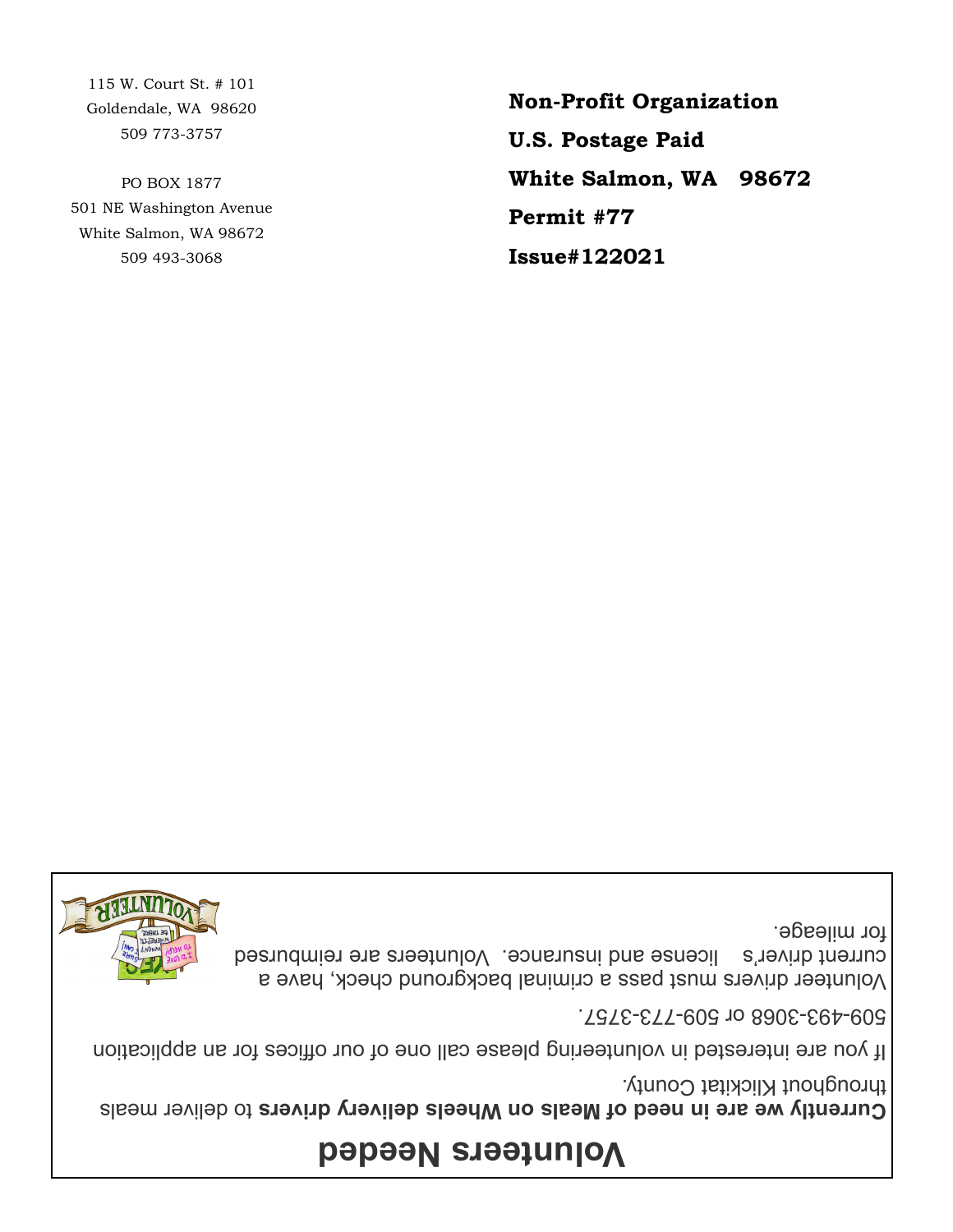115 W. Court St. # 101
Goldendale, WA 98620
509 773-3757

PO BOX 1877
501 NE Washington Avenue
White Salmon, WA 98672
509 493-3068

**Non-Profit Organization**
**U.S. Postage Paid**
**White Salmon, WA 98672**
**Permit #77**
**Issue#122021**

## Volunteers Needed

**Currently we are in need of Meals on Wheels delivery drivers** to deliver meals throughout Klickitat County.

If you are interested in volunteering please call one of our offices for an application 509-493-3068 or 509-773-3757.

Volunteer drivers must pass a criminal background check, have a current driver's license and insurance. Volunteers are reimbursed for mileage.